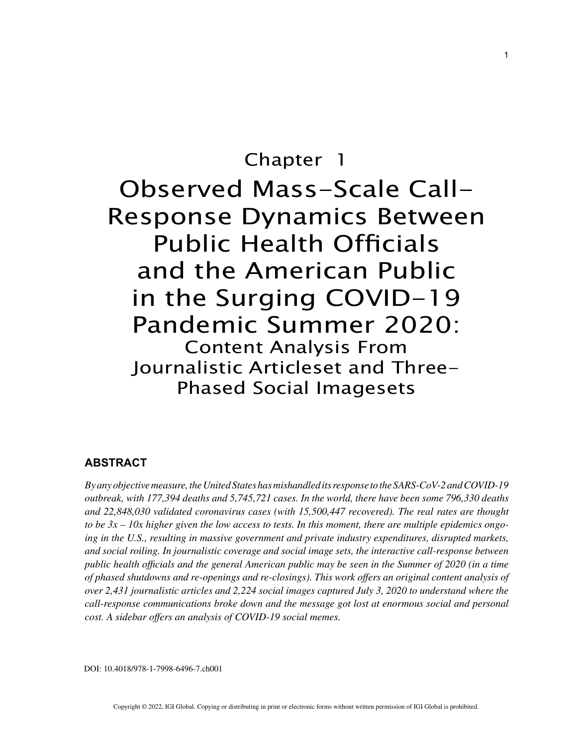# Chapter 1

# Observed Mass-Scale Call-Response Dynamics Between Public Health Officials and the American Public in the Surging COVID-19 Pandemic Summer 2020:

## Content Analysis From Journalistic Articleset and Three-Phased Social Imagesets

### ABSTRACT

*By any objective measure, the United States has mishandled its response to the SARS-CoV-2 and COVID-19 outbreak, with 177,394 deaths and 5,745,721 cases. In the world, there have been some 796,330 deaths and 22,848,030 validated coronavirus cases (with 15,500,447 recovered). The real rates are thought to be 3x – 10x higher given the low access to tests. In this moment, there are multiple epidemics ongoing in the U.S., resulting in massive government and private industry expenditures, disrupted markets, and social roiling. In journalistic coverage and social image sets, the interactive call-response between public health officials and the general American public may be seen in the Summer of 2020 (in a time of phased shutdowns and re-openings and re-closings). This work offers an original content analysis of over 2,431 journalistic articles and 2,224 social images captured July 3, 2020 to understand where the call-response communications broke down and the message got lost at enormous social and personal cost. A sidebar offers an analysis of COVID-19 social memes.*

DOI: 10.4018/978-1-7998-6496-7.ch001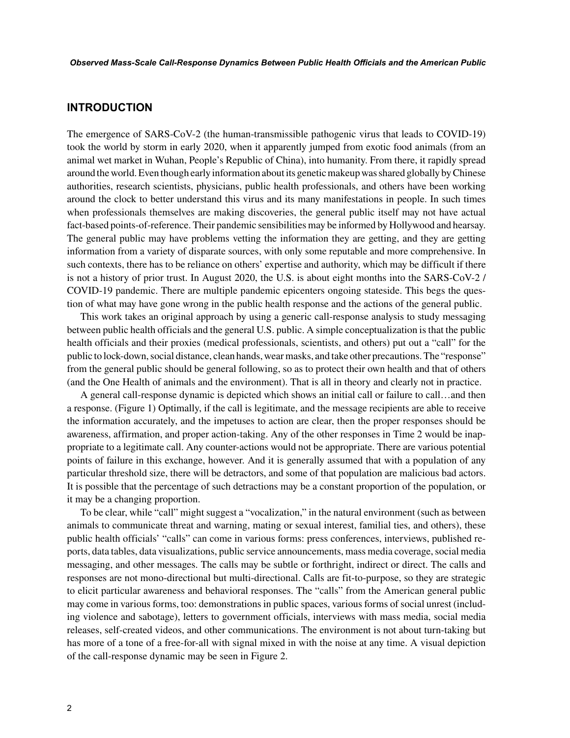## INTRODUCTION

The emergence of SARS-CoV-2 (the human-transmissible pathogenic virus that leads to COVID-19) took the world by storm in early 2020, when it apparently jumped from exotic food animals (from an animal wet market in Wuhan, People's Republic of China), into humanity. From there, it rapidly spread around the world. Even though early information about its genetic makeup was shared globally by Chinese authorities, research scientists, physicians, public health professionals, and others have been working around the clock to better understand this virus and its many manifestations in people. In such times when professionals themselves are making discoveries, the general public itself may not have actual fact-based points-of-reference. Their pandemic sensibilities may be informed by Hollywood and hearsay. The general public may have problems vetting the information they are getting, and they are getting information from a variety of disparate sources, with only some reputable and more comprehensive. In such contexts, there has to be reliance on others' expertise and authority, which may be difficult if there is not a history of prior trust. In August 2020, the U.S. is about eight months into the SARS-CoV-2 / COVID-19 pandemic. There are multiple pandemic epicenters ongoing stateside. This begs the question of what may have gone wrong in the public health response and the actions of the general public.

This work takes an original approach by using a generic call-response analysis to study messaging between public health officials and the general U.S. public. A simple conceptualization is that the public health officials and their proxies (medical professionals, scientists, and others) put out a "call" for the public to lock-down, social distance, clean hands, wear masks, and take other precautions. The "response" from the general public should be general following, so as to protect their own health and that of others (and the One Health of animals and the environment). That is all in theory and clearly not in practice.

A general call-response dynamic is depicted which shows an initial call or failure to call…and then a response. (Figure 1) Optimally, if the call is legitimate, and the message recipients are able to receive the information accurately, and the impetuses to action are clear, then the proper responses should be awareness, affirmation, and proper action-taking. Any of the other responses in Time 2 would be inappropriate to a legitimate call. Any counter-actions would not be appropriate. There are various potential points of failure in this exchange, however. And it is generally assumed that with a population of any particular threshold size, there will be detractors, and some of that population are malicious bad actors. It is possible that the percentage of such detractions may be a constant proportion of the population, or it may be a changing proportion.

To be clear, while "call" might suggest a "vocalization," in the natural environment (such as between animals to communicate threat and warning, mating or sexual interest, familial ties, and others), these public health officials' "calls" can come in various forms: press conferences, interviews, published reports, data tables, data visualizations, public service announcements, mass media coverage, social media messaging, and other messages. The calls may be subtle or forthright, indirect or direct. The calls and responses are not mono-directional but multi-directional. Calls are fit-to-purpose, so they are strategic to elicit particular awareness and behavioral responses. The "calls" from the American general public may come in various forms, too: demonstrations in public spaces, various forms of social unrest (including violence and sabotage), letters to government officials, interviews with mass media, social media releases, self-created videos, and other communications. The environment is not about turn-taking but has more of a tone of a free-for-all with signal mixed in with the noise at any time. A visual depiction of the call-response dynamic may be seen in Figure 2.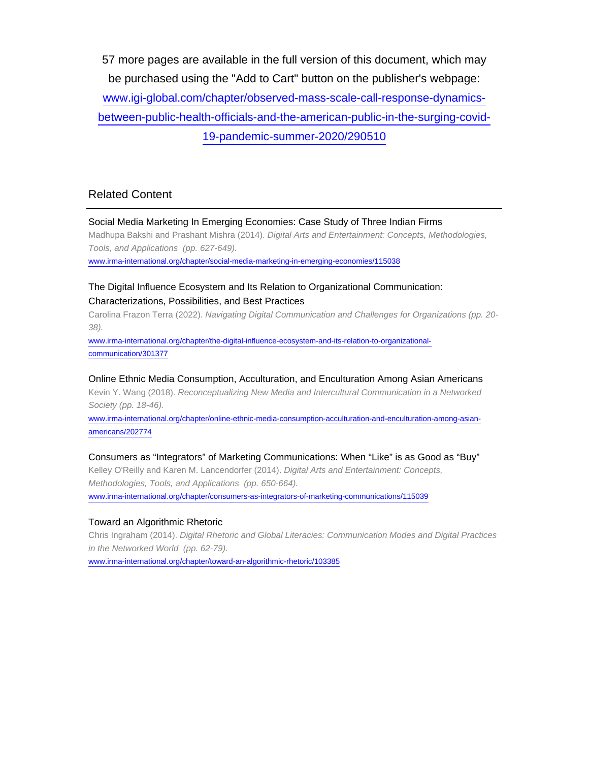57 more pages are available in the full version of this document, which may be purchased using the "Add to Cart" button on the publisher's webpage: www.igi-global.com/chapter/observed-mass-scale-call-response-dynamics-between-public-health-officials-and-the-american-public-in-the-surging-covid-19-pandemic-summer-2020/290510

## Related Content

Social Media Marketing In Emerging Economies: Case Study of Three Indian Firms
Madhupa Bakshi and Prashant Mishra (2014). *Digital Arts and Entertainment: Concepts, Methodologies, Tools, and Applications (pp. 627-649).*
www.irma-international.org/chapter/social-media-marketing-in-emerging-economies/115038

The Digital Influence Ecosystem and Its Relation to Organizational Communication: Characterizations, Possibilities, and Best Practices
Carolina Frazon Terra (2022). *Navigating Digital Communication and Challenges for Organizations (pp. 20-38).*
www.irma-international.org/chapter/the-digital-influence-ecosystem-and-its-relation-to-organizational-communication/301377

Online Ethnic Media Consumption, Acculturation, and Enculturation Among Asian Americans
Kevin Y. Wang (2018). *Reconceptualizing New Media and Intercultural Communication in a Networked Society (pp. 18-46).*
www.irma-international.org/chapter/online-ethnic-media-consumption-acculturation-and-enculturation-among-asian-americans/202774

Consumers as “Integrators” of Marketing Communications: When “Like” is as Good as “Buy”
Kelley O'Reilly and Karen M. Lancendorfer (2014). *Digital Arts and Entertainment: Concepts, Methodologies, Tools, and Applications (pp. 650-664).*
www.irma-international.org/chapter/consumers-as-integrators-of-marketing-communications/115039

Toward an Algorithmic Rhetoric
Chris Ingraham (2014). *Digital Rhetoric and Global Literacies: Communication Modes and Digital Practices in the Networked World (pp. 62-79).*
www.irma-international.org/chapter/toward-an-algorithmic-rhetoric/103385